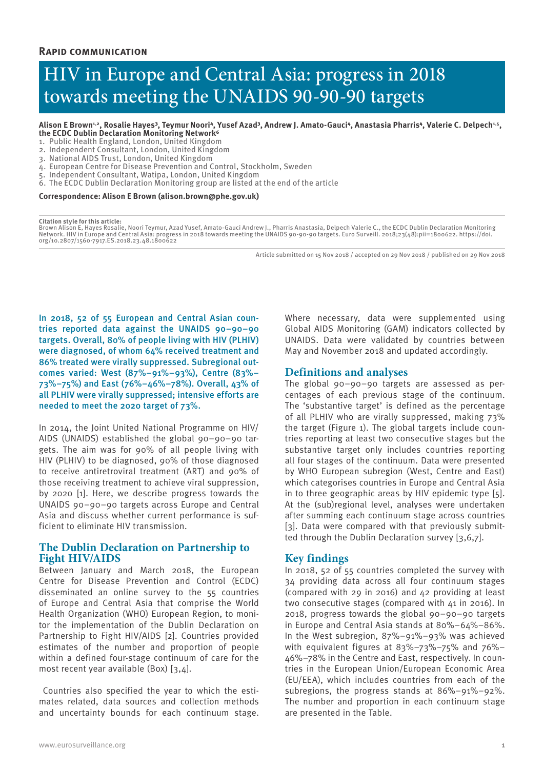**Rapid communication**

# HIV in Europe and Central Asia: progress in 2018 towards meeting the UNAIDS 90-90-90 targets

**Alison E Brown[1,2], Rosalie Hayes[3], Teymur Noori[4], Yusef Azad[3], Andrew J. Amato-Gauci[4], Anastasia Pharris[4], Valerie C. Delpech[1,5], the ECDC Dublin Declaration Monitoring Network[6]**

1. Public Health England, London, United Kingdom
2. Independent Consultant, London, United Kingdom
3. National AIDS Trust, London, United Kingdom
4. European Centre for Disease Prevention and Control, Stockholm, Sweden
5. Independent Consultant, Watipa, London, United Kingdom
6. The ECDC Dublin Declaration Monitoring group are listed at the end of the article

**Correspondence: Alison E Brown (alison.brown@phe.gov.uk)**

**Citation style for this article:**
Brown Alison E, Hayes Rosalie, Noori Teymur, Azad Yusef, Amato-Gauci Andrew J., Pharris Anastasia, Delpech Valerie C., the ECDC Dublin Declaration Monitoring Network. HIV in Europe and Central Asia: progress in 2018 towards meeting the UNAIDS 90-90-90 targets. Euro Surveill. 2018;23(48):pii=1800622. https://doi.org/10.2807/1560-7917.ES.2018.23.48.1800622

Article submitted on 15 Nov 2018 / accepted on 29 Nov 2018 / published on 29 Nov 2018

In 2018, 52 of 55 European and Central Asian countries reported data against the UNAIDS 90–90–90 targets. Overall, 80% of people living with HIV (PLHIV) were diagnosed, of whom 64% received treatment and 86% treated were virally suppressed. Subregional outcomes varied: West (87%–91%–93%), Centre (83%–73%–75%) and East (76%–46%–78%). Overall, 43% of all PLHIV were virally suppressed; intensive efforts are needed to meet the 2020 target of 73%.

In 2014, the Joint United National Programme on HIV/AIDS (UNAIDS) established the global 90–90–90 targets. The aim was for 90% of all people living with HIV (PLHIV) to be diagnosed, 90% of those diagnosed to receive antiretroviral treatment (ART) and 90% of those receiving treatment to achieve viral suppression, by 2020 [1]. Here, we describe progress towards the UNAIDS 90–90–90 targets across Europe and Central Asia and discuss whether current performance is sufficient to eliminate HIV transmission.

## The Dublin Declaration on Partnership to Fight HIV/AIDS

Between January and March 2018, the European Centre for Disease Prevention and Control (ECDC) disseminated an online survey to the 55 countries of Europe and Central Asia that comprise the World Health Organization (WHO) European Region, to monitor the implementation of the Dublin Declaration on Partnership to Fight HIV/AIDS [2]. Countries provided estimates of the number and proportion of people within a defined four-stage continuum of care for the most recent year available (Box) [3,4].

Countries also specified the year to which the estimates related, data sources and collection methods and uncertainty bounds for each continuum stage. Where necessary, data were supplemented using Global AIDS Monitoring (GAM) indicators collected by UNAIDS. Data were validated by countries between May and November 2018 and updated accordingly.

## Definitions and analyses

The global 90–90–90 targets are assessed as percentages of each previous stage of the continuum. The 'substantive target' is defined as the percentage of all PLHIV who are virally suppressed, making 73% the target (Figure 1). The global targets include countries reporting at least two consecutive stages but the substantive target only includes countries reporting all four stages of the continuum. Data were presented by WHO European subregion (West, Centre and East) which categorises countries in Europe and Central Asia in to three geographic areas by HIV epidemic type [5]. At the (sub)regional level, analyses were undertaken after summing each continuum stage across countries [3]. Data were compared with that previously submitted through the Dublin Declaration survey [3,6,7].

## Key findings

In 2018, 52 of 55 countries completed the survey with 34 providing data across all four continuum stages (compared with 29 in 2016) and 42 providing at least two consecutive stages (compared with 41 in 2016). In 2018, progress towards the global 90–90–90 targets in Europe and Central Asia stands at 80%–64%–86%. In the West subregion, 87%–91%–93% was achieved with equivalent figures at 83%–73%–75% and 76%–46%–78% in the Centre and East, respectively. In countries in the European Union/European Economic Area (EU/EEA), which includes countries from each of the subregions, the progress stands at 86%–91%–92%. The number and proportion in each continuum stage are presented in the Table.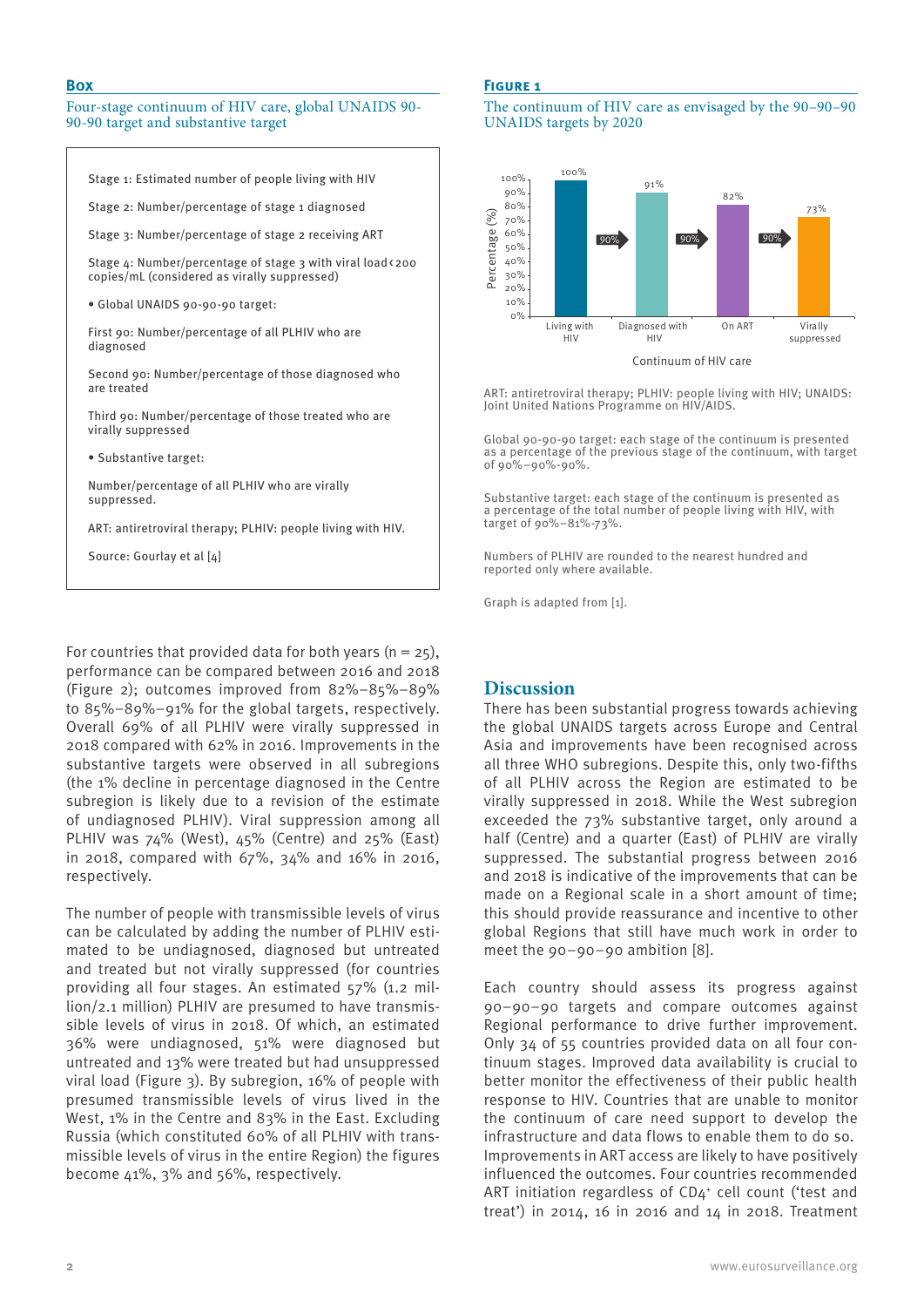## Box

Four-stage continuum of HIV care, global UNAIDS 90-90-90 target and substantive target

Stage 1: Estimated number of people living with HIV

Stage 2: Number/percentage of stage 1 diagnosed

Stage 3: Number/percentage of stage 2 receiving ART

Stage 4: Number/percentage of stage 3 with viral load < 200 copies/mL (considered as virally suppressed)

- Global UNAIDS 90-90-90 target:

First 90: Number/percentage of all PLHIV who are diagnosed

Second 90: Number/percentage of those diagnosed who are treated

Third 90: Number/percentage of those treated who are virally suppressed

- Substantive target:

Number/percentage of all PLHIV who are virally suppressed.

ART: antiretroviral therapy; PLHIV: people living with HIV.

Source: Gourlay et al [4]

## Figure 1

The continuum of HIV care as envisaged by the 90–90–90 UNAIDS targets by 2020

ART: antiretroviral therapy; PLHIV: people living with HIV; UNAIDS: Joint United Nations Programme on HIV/AIDS.

Global 90-90-90 target: each stage of the continuum is presented as a percentage of the previous stage of the continuum, with target of 90%–90%-90%.

Substantive target: each stage of the continuum is presented as a percentage of the total number of people living with HIV, with target of 90%–81%-73%.

Numbers of PLHIV are rounded to the nearest hundred and reported only where available.

Graph is adapted from [1].

For countries that provided data for both years (n = 25), performance can be compared between 2016 and 2018 (Figure 2); outcomes improved from 82%–85%–89% to 85%–89%–91% for the global targets, respectively. Overall 69% of all PLHIV were virally suppressed in 2018 compared with 62% in 2016. Improvements in the substantive targets were observed in all subregions (the 1% decline in percentage diagnosed in the Centre subregion is likely due to a revision of the estimate of undiagnosed PLHIV). Viral suppression among all PLHIV was 74% (West), 45% (Centre) and 25% (East) in 2018, compared with 67%, 34% and 16% in 2016, respectively.

The number of people with transmissible levels of virus can be calculated by adding the number of PLHIV estimated to be undiagnosed, diagnosed but untreated and treated but not virally suppressed (for countries providing all four stages. An estimated 57% (1.2 million/2.1 million) PLHIV are presumed to have transmissible levels of virus in 2018. Of which, an estimated 36% were undiagnosed, 51% were diagnosed but untreated and 13% were treated but had unsuppressed viral load (Figure 3). By subregion, 16% of people with presumed transmissible levels of virus lived in the West, 1% in the Centre and 83% in the East. Excluding Russia (which constituted 60% of all PLHIV with transmissible levels of virus in the entire Region) the figures become 41%, 3% and 56%, respectively.

## Discussion

There has been substantial progress towards achieving the global UNAIDS targets across Europe and Central Asia and improvements have been recognised across all three WHO subregions. Despite this, only two-fifths of all PLHIV across the Region are estimated to be virally suppressed in 2018. While the West subregion exceeded the 73% substantive target, only around a half (Centre) and a quarter (East) of PLHIV are virally suppressed. The substantial progress between 2016 and 2018 is indicative of the improvements that can be made on a Regional scale in a short amount of time; this should provide reassurance and incentive to other global Regions that still have much work in order to meet the 90–90–90 ambition [8].

Each country should assess its progress against 90–90–90 targets and compare outcomes against Regional performance to drive further improvement. Only 34 of 55 countries provided data on all four continuum stages. Improved data availability is crucial to better monitor the effectiveness of their public health response to HIV. Countries that are unable to monitor the continuum of care need support to develop the infrastructure and data flows to enable them to do so. Improvements in ART access are likely to have positively influenced the outcomes. Four countries recommended ART initiation regardless of $CD4^{+}$ cell count ('test and treat') in 2014, 16 in 2016 and 14 in 2018. Treatment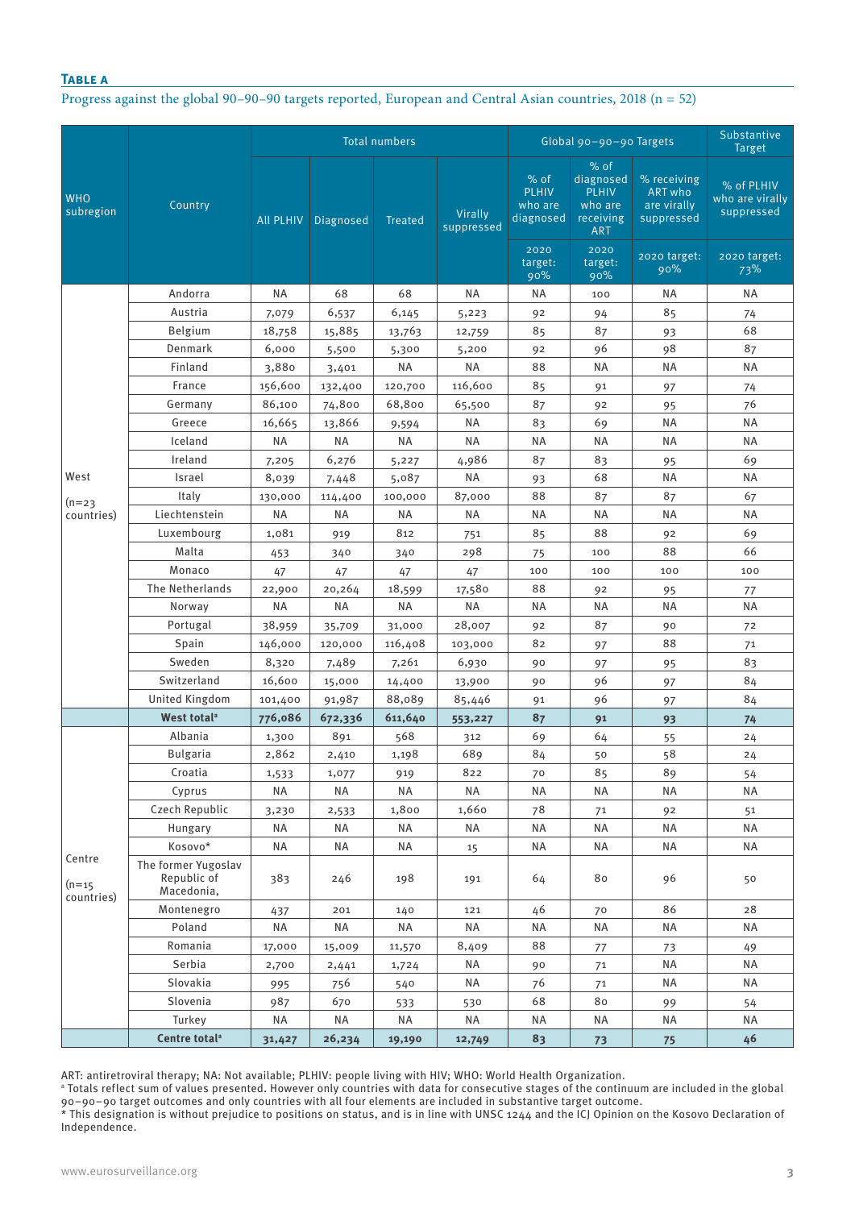### Table A

Progress against the global 90–90–90 targets reported, European and Central Asian countries, 2018 (n = 52)

| WHO subregion | Country | Total numbers | | | | Global 90–90–90 Targets | | | Substantive Target |
|---|---|---|---|---|---|---|---|---|---|
| | | All PLHIV | Diagnosed | Treated | Virally suppressed | % of PLHIV who are diagnosed | % of diagnosed PLHIV who are receiving ART | % receiving ART who are virally suppressed | % of PLHIV who are virally suppressed |
| | | | | | | 2020 target: 90% | 2020 target: 90% | 2020 target: 90% | 2020 target: 73% |
| West (n=23 countries) | Andorra | NA | 68 | 68 | NA | NA | 100 | NA | NA |
| | Austria | 7,079 | 6,537 | 6,145 | 5,223 | 92 | 94 | 85 | 74 |
| | Belgium | 18,758 | 15,885 | 13,763 | 12,759 | 85 | 87 | 93 | 68 |
| | Denmark | 6,000 | 5,500 | 5,300 | 5,200 | 92 | 96 | 98 | 87 |
| | Finland | 3,880 | 3,401 | NA | NA | 88 | NA | NA | NA |
| | France | 156,600 | 132,400 | 120,700 | 116,600 | 85 | 91 | 97 | 74 |
| | Germany | 86,100 | 74,800 | 68,800 | 65,500 | 87 | 92 | 95 | 76 |
| | Greece | 16,665 | 13,866 | 9,594 | NA | 83 | 69 | NA | NA |
| | Iceland | NA | NA | NA | NA | NA | NA | NA | NA |
| | Ireland | 7,205 | 6,276 | 5,227 | 4,986 | 87 | 83 | 95 | 69 |
| | Israel | 8,039 | 7,448 | 5,087 | NA | 93 | 68 | NA | NA |
| | Italy | 130,000 | 114,400 | 100,000 | 87,000 | 88 | 87 | 87 | 67 |
| | Liechtenstein | NA | NA | NA | NA | NA | NA | NA | NA |
| | Luxembourg | 1,081 | 919 | 812 | 751 | 85 | 88 | 92 | 69 |
| | Malta | 453 | 340 | 340 | 298 | 75 | 100 | 88 | 66 |
| | Monaco | 47 | 47 | 47 | 47 | 100 | 100 | 100 | 100 |
| | The Netherlands | 22,900 | 20,264 | 18,599 | 17,580 | 88 | 92 | 95 | 77 |
| | Norway | NA | NA | NA | NA | NA | NA | NA | NA |
| | Portugal | 38,959 | 35,709 | 31,000 | 28,007 | 92 | 87 | 90 | 72 |
| | Spain | 146,000 | 120,000 | 116,408 | 103,000 | 82 | 97 | 88 | 71 |
| | Sweden | 8,320 | 7,489 | 7,261 | 6,930 | 90 | 97 | 95 | 83 |
| | Switzerland | 16,600 | 15,000 | 14,400 | 13,900 | 90 | 96 | 97 | 84 |
| | United Kingdom | 101,400 | 91,987 | 88,089 | 85,446 | 91 | 96 | 97 | 84 |
| | **West total[a]** | **776,086** | **672,336** | **611,640** | **553,227** | **87** | **91** | **93** | **74** |
| Centre (n=15 countries) | Albania | 1,300 | 891 | 568 | 312 | 69 | 64 | 55 | 24 |
| | Bulgaria | 2,862 | 2,410 | 1,198 | 689 | 84 | 50 | 58 | 24 |
| | Croatia | 1,533 | 1,077 | 919 | 822 | 70 | 85 | 89 | 54 |
| | Cyprus | NA | NA | NA | NA | NA | NA | NA | NA |
| | Czech Republic | 3,230 | 2,533 | 1,800 | 1,660 | 78 | 71 | 92 | 51 |
| | Hungary | NA | NA | NA | NA | NA | NA | NA | NA |
| | Kosovo* | NA | NA | NA | 15 | NA | NA | NA | NA |
| | The former Yugoslav Republic of Macedonia, | 383 | 246 | 198 | 191 | 64 | 80 | 96 | 50 |
| | Montenegro | 437 | 201 | 140 | 121 | 46 | 70 | 86 | 28 |
| | Poland | NA | NA | NA | NA | NA | NA | NA | NA |
| | Romania | 17,000 | 15,009 | 11,570 | 8,409 | 88 | 77 | 73 | 49 |
| | Serbia | 2,700 | 2,441 | 1,724 | NA | 90 | 71 | NA | NA |
| | Slovakia | 995 | 756 | 540 | NA | 76 | 71 | NA | NA |
| | Slovenia | 987 | 670 | 533 | 530 | 68 | 80 | 99 | 54 |
| | Turkey | NA | NA | NA | NA | NA | NA | NA | NA |
| | **Centre total[a]** | **31,427** | **26,234** | **19,190** | **12,749** | **83** | **73** | **75** | **46** |

ART: antiretroviral therapy; NA: Not available; PLHIV: people living with HIV; WHO: World Health Organization.

[a] Totals reflect sum of values presented. However only countries with data for consecutive stages of the continuum are included in the global 90–90–90 target outcomes and only countries with all four elements are included in substantive target outcome.

* This designation is without prejudice to positions on status, and is in line with UNSC 1244 and the ICJ Opinion on the Kosovo Declaration of Independence.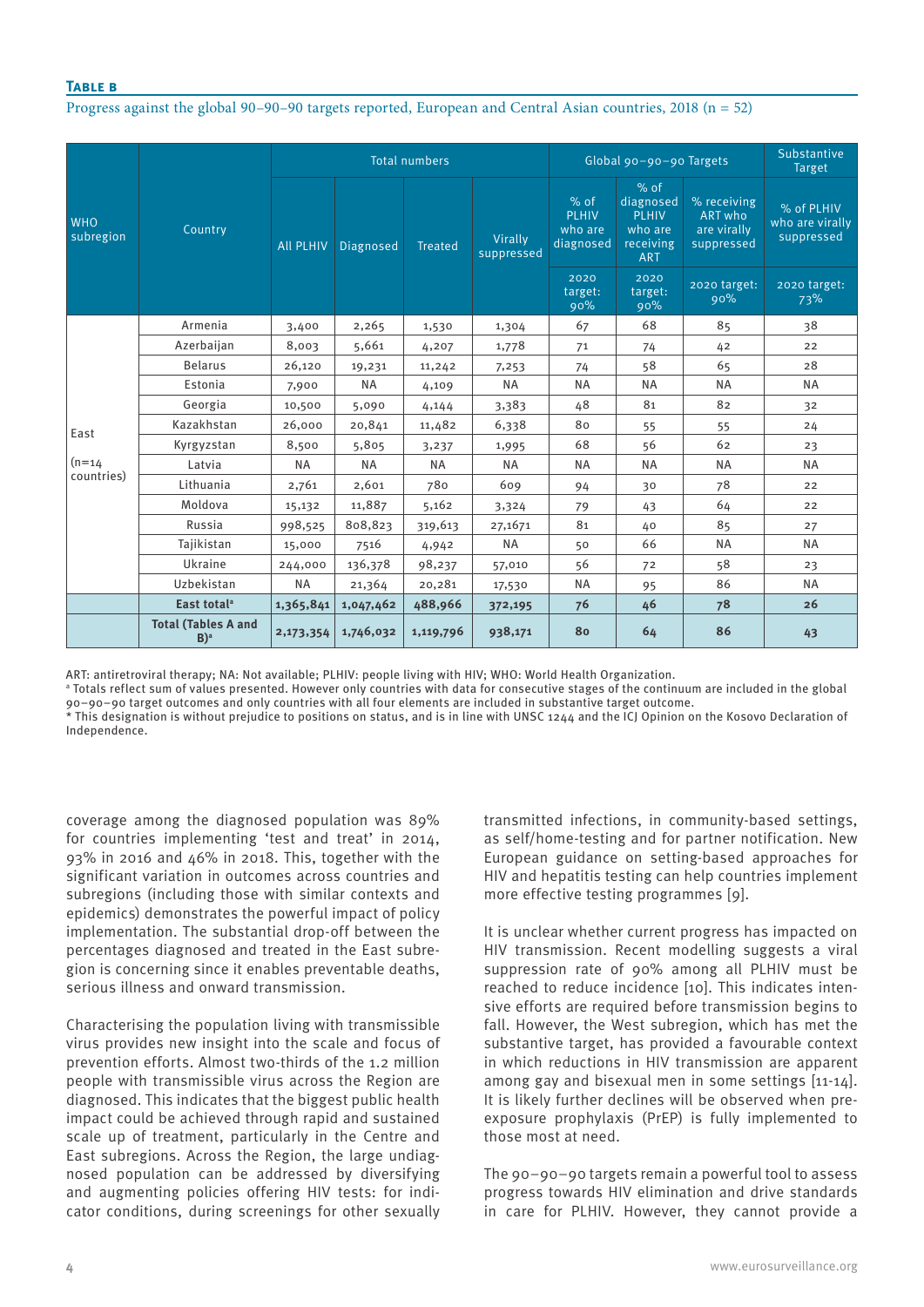**Table B**

Progress against the global 90–90–90 targets reported, European and Central Asian countries, 2018 (n = 52)

| WHO subregion | Country | Total numbers | | | | Global 90–90–90 Targets | | | Substantive Target |
|---|---|---|---|---|---|---|---|---|---|
| | | All PLHIV | Diagnosed | Treated | Virally suppressed | % of PLHIV who are diagnosed | % of diagnosed PLHIV who are receiving ART | % receiving ART who are virally suppressed | % of PLHIV who are virally suppressed |
| | | | | | | 2020 target: 90% | 2020 target: 90% | 2020 target: 90% | 2020 target: 73% |
| East (n=14 countries) | Armenia | 3,400 | 2,265 | 1,530 | 1,304 | 67 | 68 | 85 | 38 |
| | Azerbaijan | 8,003 | 5,661 | 4,207 | 1,778 | 71 | 74 | 42 | 22 |
| | Belarus | 26,120 | 19,231 | 11,242 | 7,253 | 74 | 58 | 65 | 28 |
| | Estonia | 7,900 | NA | 4,109 | NA | NA | NA | NA | NA |
| | Georgia | 10,500 | 5,090 | 4,144 | 3,383 | 48 | 81 | 82 | 32 |
| | Kazakhstan | 26,000 | 20,841 | 11,482 | 6,338 | 80 | 55 | 55 | 24 |
| | Kyrgyzstan | 8,500 | 5,805 | 3,237 | 1,995 | 68 | 56 | 62 | 23 |
| | Latvia | NA | NA | NA | NA | NA | NA | NA | NA |
| | Lithuania | 2,761 | 2,601 | 780 | 609 | 94 | 30 | 78 | 22 |
| | Moldova | 15,132 | 11,887 | 5,162 | 3,324 | 79 | 43 | 64 | 22 |
| | Russia | 998,525 | 808,823 | 319,613 | 27,1671 | 81 | 40 | 85 | 27 |
| | Tajikistan | 15,000 | 7516 | 4,942 | NA | 50 | 66 | NA | NA |
| | Ukraine | 244,000 | 136,378 | 98,237 | 57,010 | 56 | 72 | 58 | 23 |
| | Uzbekistan | NA | 21,364 | 20,281 | 17,530 | NA | 95 | 86 | NA |
| | **East total[a]** | **1,365,841** | **1,047,462** | **488,966** | **372,195** | **76** | **46** | **78** | **26** |
| | **Total (Tables A and B)[a]** | **2,173,354** | **1,746,032** | **1,119,796** | **938,171** | **80** | **64** | **86** | **43** |

ART: antiretroviral therapy; NA: Not available; PLHIV: people living with HIV; WHO: World Health Organization.

[a] Totals reflect sum of values presented. However only countries with data for consecutive stages of the continuum are included in the global 90–90–90 target outcomes and only countries with all four elements are included in substantive target outcome.

* This designation is without prejudice to positions on status, and is in line with UNSC 1244 and the ICJ Opinion on the Kosovo Declaration of Independence.

coverage among the diagnosed population was 89% for countries implementing 'test and treat' in 2014, 93% in 2016 and 46% in 2018. This, together with the significant variation in outcomes across countries and subregions (including those with similar contexts and epidemics) demonstrates the powerful impact of policy implementation. The substantial drop-off between the percentages diagnosed and treated in the East subregion is concerning since it enables preventable deaths, serious illness and onward transmission.

Characterising the population living with transmissible virus provides new insight into the scale and focus of prevention efforts. Almost two-thirds of the 1.2 million people with transmissible virus across the Region are diagnosed. This indicates that the biggest public health impact could be achieved through rapid and sustained scale up of treatment, particularly in the Centre and East subregions. Across the Region, the large undiagnosed population can be addressed by diversifying and augmenting policies offering HIV tests: for indicator conditions, during screenings for other sexually transmitted infections, in community-based settings, as self/home-testing and for partner notification. New European guidance on setting-based approaches for HIV and hepatitis testing can help countries implement more effective testing programmes [9].

It is unclear whether current progress has impacted on HIV transmission. Recent modelling suggests a viral suppression rate of 90% among all PLHIV must be reached to reduce incidence [10]. This indicates intensive efforts are required before transmission begins to fall. However, the West subregion, which has met the substantive target, has provided a favourable context in which reductions in HIV transmission are apparent among gay and bisexual men in some settings [11-14]. It is likely further declines will be observed when pre-exposure prophylaxis (PrEP) is fully implemented to those most at need.

The 90–90–90 targets remain a powerful tool to assess progress towards HIV elimination and drive standards in care for PLHIV. However, they cannot provide a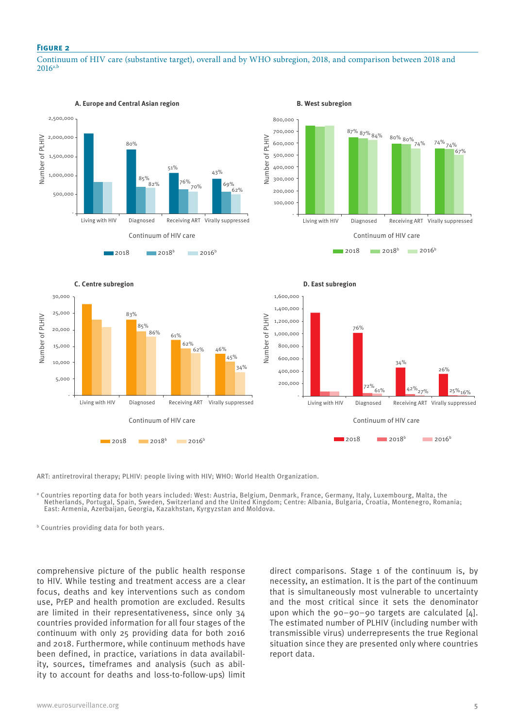**Figure 2**

Continuum of HIV care (substantive target), overall and by WHO subregion, 2018, and comparison between 2018 and 2016[a,b]

ART: antiretroviral therapy; PLHIV: people living with HIV; WHO: World Health Organization.

[a] Countries reporting data for both years included: West: Austria, Belgium, Denmark, France, Germany, Italy, Luxembourg, Malta, the Netherlands, Portugal, Spain, Sweden, Switzerland and the United Kingdom; Centre: Albania, Bulgaria, Croatia, Montenegro, Romania; East: Armenia, Azerbaijan, Georgia, Kazakhstan, Kyrgyzstan and Moldova.

[b] Countries providing data for both years.

comprehensive picture of the public health response to HIV. While testing and treatment access are a clear focus, deaths and key interventions such as condom use, PrEP and health promotion are excluded. Results are limited in their representativeness, since only 34 countries provided information for all four stages of the continuum with only 25 providing data for both 2016 and 2018. Furthermore, while continuum methods have been defined, in practice, variations in data availability, sources, timeframes and analysis (such as ability to account for deaths and loss-to-follow-ups) limit direct comparisons. Stage 1 of the continuum is, by necessity, an estimation. It is the part of the continuum that is simultaneously most vulnerable to uncertainty and the most critical since it sets the denominator upon which the 90–90–90 targets are calculated [4]. The estimated number of PLHIV (including number with transmissible virus) underrepresents the true Regional situation since they are presented only where countries report data.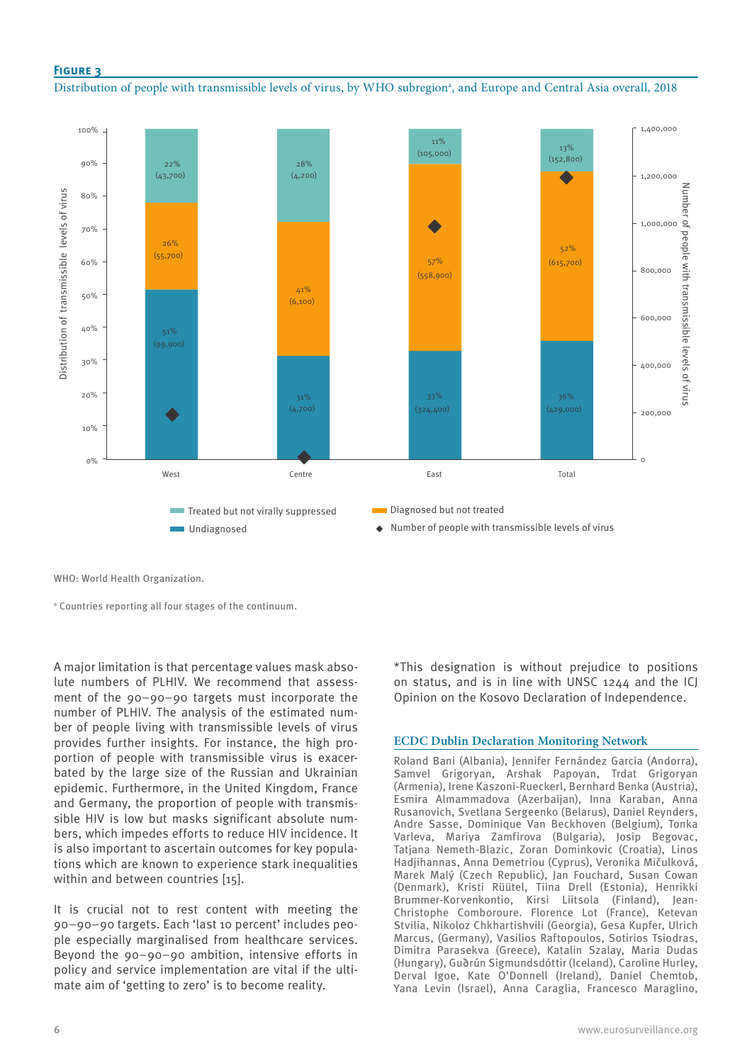**Figure 3**

Distribution of people with transmissible levels of virus, by WHO subregion[a], and Europe and Central Asia overall, 2018

| | West | Centre | East | Total |
|---|---|---|---|---|
| Treated but not virally suppressed | 22% (43,700) | 28% (4,200) | 11% (105,000) | 13% (152,800) |
| Diagnosed but not treated | 26% (55,700) | 41% (6,100) | 57% (558,900) | 52% (615,700) |
| Undiagnosed | 51% (99,900) | 31% (4,700) | 33% (324,400) | 36% (429,000) |

WHO: World Health Organization.

[a] Countries reporting all four stages of the continuum.

A major limitation is that percentage values mask absolute numbers of PLHIV. We recommend that assessment of the 90–90–90 targets must incorporate the number of PLHIV. The analysis of the estimated number of people living with transmissible levels of virus provides further insights. For instance, the high proportion of people with transmissible virus is exacerbated by the large size of the Russian and Ukrainian epidemic. Furthermore, in the United Kingdom, France and Germany, the proportion of people with transmissible HIV is low but masks significant absolute numbers, which impedes efforts to reduce HIV incidence. It is also important to ascertain outcomes for key populations which are known to experience stark inequalities within and between countries [15].

It is crucial not to rest content with meeting the 90–90–90 targets. Each 'last 10 percent' includes people especially marginalised from healthcare services. Beyond the 90–90–90 ambition, intensive efforts in policy and service implementation are vital if the ultimate aim of 'getting to zero' is to become reality.

*This designation is without prejudice to positions on status, and is in line with UNSC 1244 and the ICJ Opinion on the Kosovo Declaration of Independence.

## ECDC Dublin Declaration Monitoring Network

Roland Bani (Albania), Jennifer Fernández Garcia (Andorra), Samvel Grigoryan, Arshak Papoyan, Trdat Grigoryan (Armenia), Irene Kaszoni-Rueckerl, Bernhard Benka (Austria), Esmira Almammadova (Azerbaijan), Inna Karaban, Anna Rusanovich, Svetlana Sergeenko (Belarus), Daniel Reynders, Andre Sasse, Dominique Van Beckhoven (Belgium), Tonka Varleva, Mariya Zamfirova (Bulgaria), Josip Begovac, Tatjana Nemeth-Blazic, Zoran Dominkovic (Croatia), Linos Hadjihannas, Anna Demetriou (Cyprus), Veronika Mičulková, Marek Malý (Czech Republic), Jan Fouchard, Susan Cowan (Denmark), Kristi Rüütel, Tiina Drell (Estonia), Henrikki Brummer-Korvenkontio, Kirsi Liitsola (Finland), Jean-Christophe Comboroure. Florence Lot (France), Ketevan Stvilia, Nikoloz Chkhartishvili (Georgia), Gesa Kupfer, Ulrich Marcus, (Germany), Vasilios Raftopoulos, Sotirios Tsiodras, Dimitra Parasekva (Greece), Katalin Szalay, Maria Dudas (Hungary), Guðrún Sigmundsdóttir (Iceland), Caroline Hurley, Derval Igoe, Kate O'Donnell (Ireland), Daniel Chemtob, Yana Levin (Israel), Anna Caraglia, Francesco Maraglino,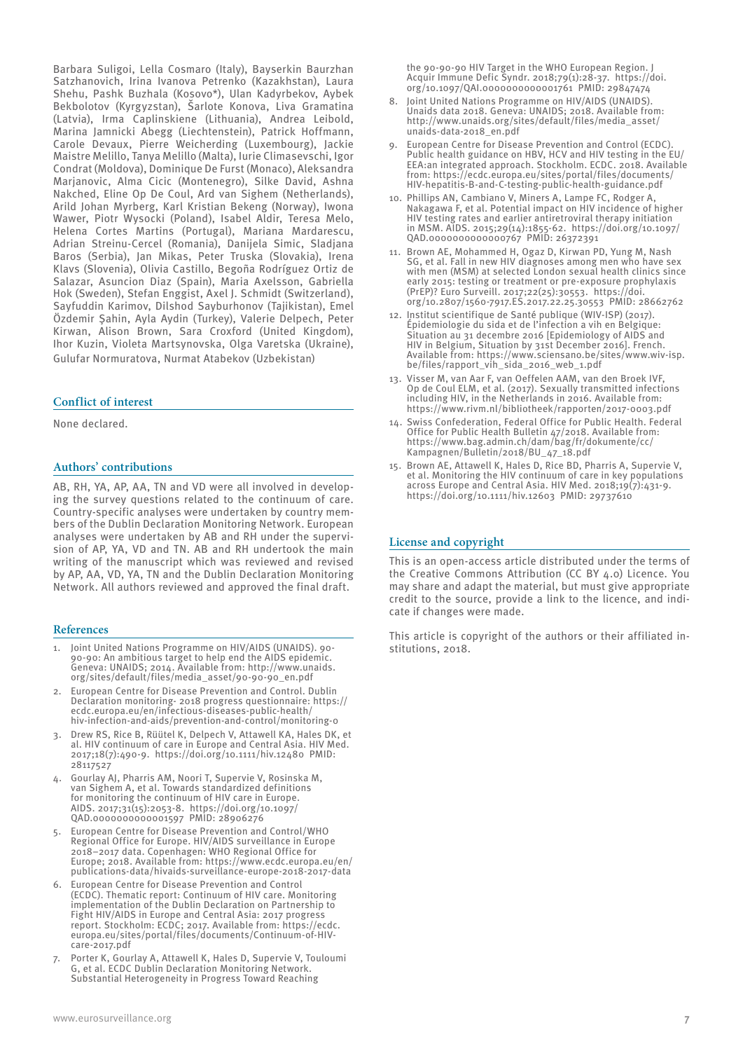Barbara Suligoi, Lella Cosmaro (Italy), Bayserkin Baurzhan Satzhanovich, Irina Ivanova Petrenko (Kazakhstan), Laura Shehu, Pashk Buzhala (Kosovo*), Ulan Kadyrbekov, Aybek Bekbolotov (Kyrgyzstan), Šarlote Konova, Liva Gramatina (Latvia), Irma Caplinskiene (Lithuania), Andrea Leibold, Marina Jamnicki Abegg (Liechtenstein), Patrick Hoffmann, Carole Devaux, Pierre Weicherding (Luxembourg), Jackie Maistre Melillo, Tanya Melillo (Malta), Iurie Climasevschi, Igor Condrat (Moldova), Dominique De Furst (Monaco), Aleksandra Marjanovic, Alma Cicic (Montenegro), Silke David, Ashna Nakched, Eline Op De Coul, Ard van Sighem (Netherlands), Arild Johan Myrberg, Karl Kristian Bekeng (Norway), Iwona Wawer, Piotr Wysocki (Poland), Isabel Aldir, Teresa Melo, Helena Cortes Martins (Portugal), Mariana Mardarescu, Adrian Streinu-Cercel (Romania), Danijela Simic, Sladjana Baros (Serbia), Jan Mikas, Peter Truska (Slovakia), Irena Klavs (Slovenia), Olivia Castillo, Begoña Rodríguez Ortiz de Salazar, Asuncion Diaz (Spain), Maria Axelsson, Gabriella Hok (Sweden), Stefan Enggist, Axel J. Schmidt (Switzerland), Sayfuddin Karimov, Dilshod Sayburhonov (Tajikistan), Emel Özdemir Şahin, Ayla Aydin (Turkey), Valerie Delpech, Peter Kirwan, Alison Brown, Sara Croxford (United Kingdom), Ihor Kuzin, Violeta Martsynovska, Olga Varetska (Ukraine), Gulufar Normuratova, Nurmat Atabekov (Uzbekistan)

## Conflict of interest

None declared.

## Authors' contributions

AB, RH, YA, AP, AA, TN and VD were all involved in developing the survey questions related to the continuum of care. Country-specific analyses were undertaken by country members of the Dublin Declaration Monitoring Network. European analyses were undertaken by AB and RH under the supervision of AP, YA, VD and TN. AB and RH undertook the main writing of the manuscript which was reviewed and revised by AP, AA, VD, YA, TN and the Dublin Declaration Monitoring Network. All authors reviewed and approved the final draft.

## References

1. Joint United Nations Programme on HIV/AIDS (UNAIDS). 90-90-90: An ambitious target to help end the AIDS epidemic. Geneva: UNAIDS; 2014. Available from: http://www.unaids.org/sites/default/files/media_asset/90-90-90_en.pdf
2. European Centre for Disease Prevention and Control. Dublin Declaration monitoring- 2018 progress questionnaire: https://ecdc.europa.eu/en/infectious-diseases-public-health/hiv-infection-and-aids/prevention-and-control/monitoring-0
3. Drew RS, Rice B, Rüütel K, Delpech V, Attawell KA, Hales DK, et al. HIV continuum of care in Europe and Central Asia. HIV Med. 2017;18(7):490-9. https://doi.org/10.1111/hiv.12480 PMID: 28117527
4. Gourlay AJ, Pharris AM, Noori T, Supervie V, Rosinska M, van Sighem A, et al. Towards standardized definitions for monitoring the continuum of HIV care in Europe. AIDS. 2017;31(15):2053-8. https://doi.org/10.1097/QAD.0000000000001597 PMID: 28906276
5. European Centre for Disease Prevention and Control/WHO Regional Office for Europe. HIV/AIDS surveillance in Europe 2018–2017 data. Copenhagen: WHO Regional Office for Europe; 2018. Available from: https://www.ecdc.europa.eu/en/publications-data/hivaids-surveillance-europe-2018-2017-data
6. European Centre for Disease Prevention and Control (ECDC). Thematic report: Continuum of HIV care. Monitoring implementation of the Dublin Declaration on Partnership to Fight HIV/AIDS in Europe and Central Asia: 2017 progress report. Stockholm: ECDC; 2017. Available from: https://ecdc.europa.eu/sites/portal/files/documents/Continuum-of-HIV-care-2017.pdf
7. Porter K, Gourlay A, Attawell K, Hales D, Supervie V, Touloumi G, et al. ECDC Dublin Declaration Monitoring Network. Substantial Heterogeneity in Progress Toward Reaching the 90-90-90 HIV Target in the WHO European Region. J Acquir Immune Defic Syndr. 2018;79(1):28-37. https://doi.org/10.1097/QAI.0000000000001761 PMID: 29847474
8. Joint United Nations Programme on HIV/AIDS (UNAIDS). Unaids data 2018. Geneva: UNAIDS; 2018. Available from: http://www.unaids.org/sites/default/files/media_asset/unaids-data-2018_en.pdf
9. European Centre for Disease Prevention and Control (ECDC). Public health guidance on HBV, HCV and HIV testing in the EU/EEA:an integrated approach. Stockholm. ECDC. 2018. Available from: https://ecdc.europa.eu/sites/portal/files/documents/HIV-hepatitis-B-and-C-testing-public-health-guidance.pdf
10. Phillips AN, Cambiano V, Miners A, Lampe FC, Rodger A, Nakagawa F, et al. Potential impact on HIV incidence of higher HIV testing rates and earlier antiretroviral therapy initiation in MSM. AIDS. 2015;29(14):1855-62. https://doi.org/10.1097/QAD.0000000000000767 PMID: 26372391
11. Brown AE, Mohammed H, Ogaz D, Kirwan PD, Yung M, Nash SG, et al. Fall in new HIV diagnoses among men who have sex with men (MSM) at selected London sexual health clinics since early 2015: testing or treatment or pre-exposure prophylaxis (PrEP)? Euro Surveill. 2017;22(25):30553. https://doi.org/10.2807/1560-7917.ES.2017.22.25.30553 PMID: 28662762
12. Institut scientifique de Santé publique (WIV-ISP) (2017). Épidemiologie du sida et de l'infection a vih en Belgique: Situation au 31 decembre 2016 [Epidemiology of AIDS and HIV in Belgium, Situation by 31st December 2016]. French. Available from: https://www.sciensano.be/sites/www.wiv-isp.be/files/rapport_vih_sida_2016_web_1.pdf
13. Visser M, van Aar F, van Oeffelen AAM, van den Broek IVF, Op de Coul ELM, et al. (2017). Sexually transmitted infections including HIV, in the Netherlands in 2016. Available from: https://www.rivm.nl/bibliotheek/rapporten/2017-0003.pdf
14. Swiss Confederation, Federal Office for Public Health. Federal Office for Public Health Bulletin 47/2018. Available from: https://www.bag.admin.ch/dam/bag/fr/dokumente/cc/Kampagnen/Bulletin/2018/BU_47_18.pdf
15. Brown AE, Attawell K, Hales D, Rice BD, Pharris A, Supervie V, et al. Monitoring the HIV continuum of care in key populations across Europe and Central Asia. HIV Med. 2018;19(7):431-9. https://doi.org/10.1111/hiv.12603 PMID: 29737610

## License and copyright

This is an open-access article distributed under the terms of the Creative Commons Attribution (CC BY 4.0) Licence. You may share and adapt the material, but must give appropriate credit to the source, provide a link to the licence, and indicate if changes were made.

This article is copyright of the authors or their affiliated institutions, 2018.